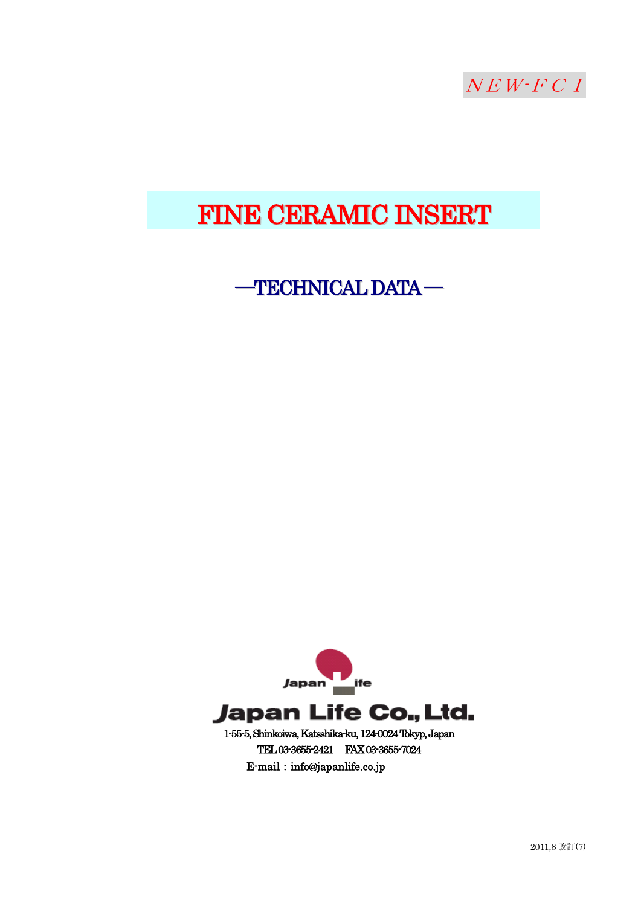*NEW-FCI*

# FINE CERAMIC INSERT

## —TECHNICAL DATA—

Japan Life

**Japan Life Co., Ltd.**

1-55-5, Shinkoiwa, Katsshika-ku, 124-0024 Tokyp, Japan

TEL 03-3655-2421　FAX 03-3655-7024

E-mail：info@japanlife.co.jp

2011,8 改訂(7)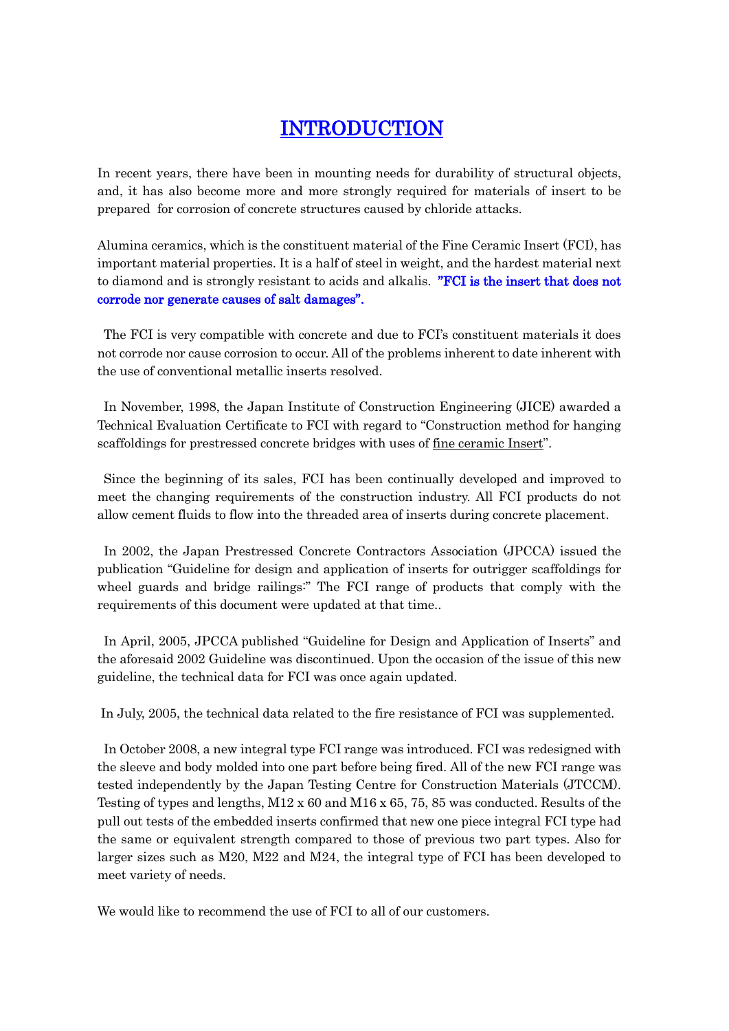# INTRODUCTION

In recent years, there have been in mounting needs for durability of structural objects, and, it has also become more and more strongly required for materials of insert to be prepared for corrosion of concrete structures caused by chloride attacks.

Alumina ceramics, which is the constituent material of the Fine Ceramic Insert (FCI), has important material properties. It is a half of steel in weight, and the hardest material next to diamond and is strongly resistant to acids and alkalis. **"FCI is the insert that does not corrode nor generate causes of salt damages".**

The FCI is very compatible with concrete and due to FCI's constituent materials it does not corrode nor cause corrosion to occur. All of the problems inherent to date inherent with the use of conventional metallic inserts resolved.

In November, 1998, the Japan Institute of Construction Engineering (JICE) awarded a Technical Evaluation Certificate to FCI with regard to "Construction method for hanging scaffoldings for prestressed concrete bridges with uses of fine ceramic Insert".

Since the beginning of its sales, FCI has been continually developed and improved to meet the changing requirements of the construction industry. All FCI products do not allow cement fluids to flow into the threaded area of inserts during concrete placement.

In 2002, the Japan Prestressed Concrete Contractors Association (JPCCA) issued the publication "Guideline for design and application of inserts for outrigger scaffoldings for wheel guards and bridge railings:" The FCI range of products that comply with the requirements of this document were updated at that time..

In April, 2005, JPCCA published "Guideline for Design and Application of Inserts" and the aforesaid 2002 Guideline was discontinued. Upon the occasion of the issue of this new guideline, the technical data for FCI was once again updated.

In July, 2005, the technical data related to the fire resistance of FCI was supplemented.

In October 2008, a new integral type FCI range was introduced. FCI was redesigned with the sleeve and body molded into one part before being fired. All of the new FCI range was tested independently by the Japan Testing Centre for Construction Materials (JTCCM). Testing of types and lengths, M12 x 60 and M16 x 65, 75, 85 was conducted. Results of the pull out tests of the embedded inserts confirmed that new one piece integral FCI type had the same or equivalent strength compared to those of previous two part types. Also for larger sizes such as M20, M22 and M24, the integral type of FCI has been developed to meet variety of needs.

We would like to recommend the use of FCI to all of our customers.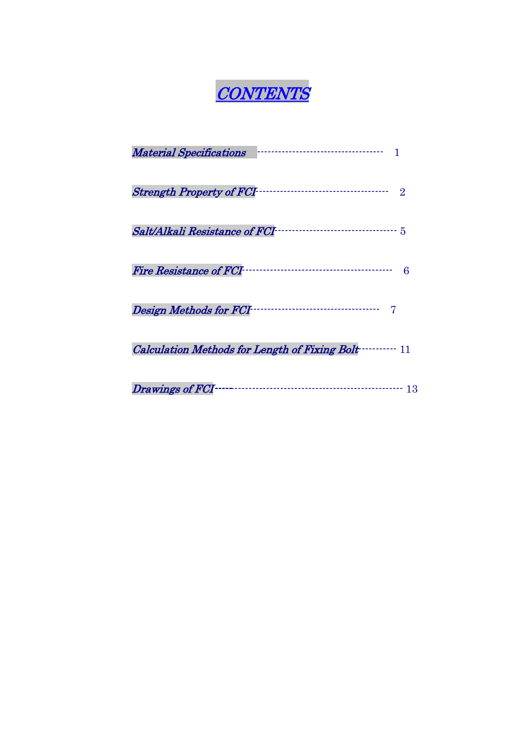# *CONTENTS*

*Material Specifications* ---------------------------------- 1

*Strength Property of FCI* ----------------------------------- 2

*Salt/Alkali Resistance of FCI* -------------------------------- 5

*Fire Resistance of FCI* ----------------------------------------- 6

*Design Methods for FCI* ---------------------------------- 7

*Calculation Methods for Length of Fixing Bolt* ---------- 11

*Drawings of FCI* ------------------------------------------------ 13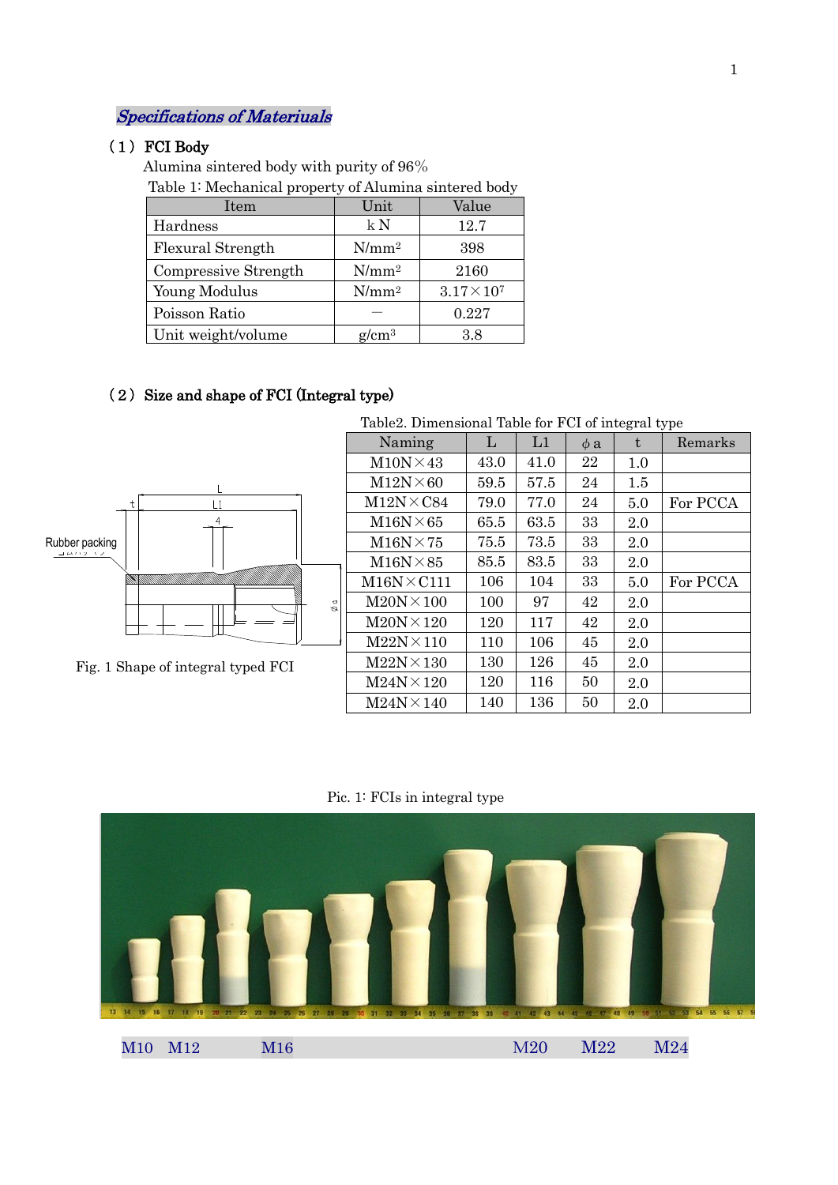## *Specifications of Materiuals*

### （１）FCI Body

Alumina sintered body with purity of 96％

Table 1: Mechanical property of Alumina sintered body

| Item | Unit | Value |
|---|---|---|
| Hardness | kN | 12.7 |
| Flexural Strength | $N/mm^2$ | 398 |
| Compressive Strength | $N/mm^2$ | 2160 |
| Young Modulus | $N/mm^2$ | $3.17 \times 10^7$ |
| Poisson Ratio | — | 0.227 |
| Unit weight/volume | $g/cm^3$ | 3.8 |

### （２）Size and shape of FCI (Integral type)

Fig. 1 Shape of integral typed FCI

Table2. Dimensional Table for FCI of integral type

| Naming | L | L1 | φa | t | Remarks |
|---|---|---|---|---|---|
| M10N×43 | 43.0 | 41.0 | 22 | 1.0 | |
| M12N×60 | 59.5 | 57.5 | 24 | 1.5 | |
| M12N×C84 | 79.0 | 77.0 | 24 | 5.0 | For PCCA |
| M16N×65 | 65.5 | 63.5 | 33 | 2.0 | |
| M16N×75 | 75.5 | 73.5 | 33 | 2.0 | |
| M16N×85 | 85.5 | 83.5 | 33 | 2.0 | |
| M16N×C111 | 106 | 104 | 33 | 5.0 | For PCCA |
| M20N×100 | 100 | 97 | 42 | 2.0 | |
| M20N×120 | 120 | 117 | 42 | 2.0 | |
| M22N×110 | 110 | 106 | 45 | 2.0 | |
| M22N×130 | 130 | 126 | 45 | 2.0 | |
| M24N×120 | 120 | 116 | 50 | 2.0 | |
| M24N×140 | 140 | 136 | 50 | 2.0 | |

Pic. 1: FCIs in integral type

M10 M12 M16 M20 M22 M24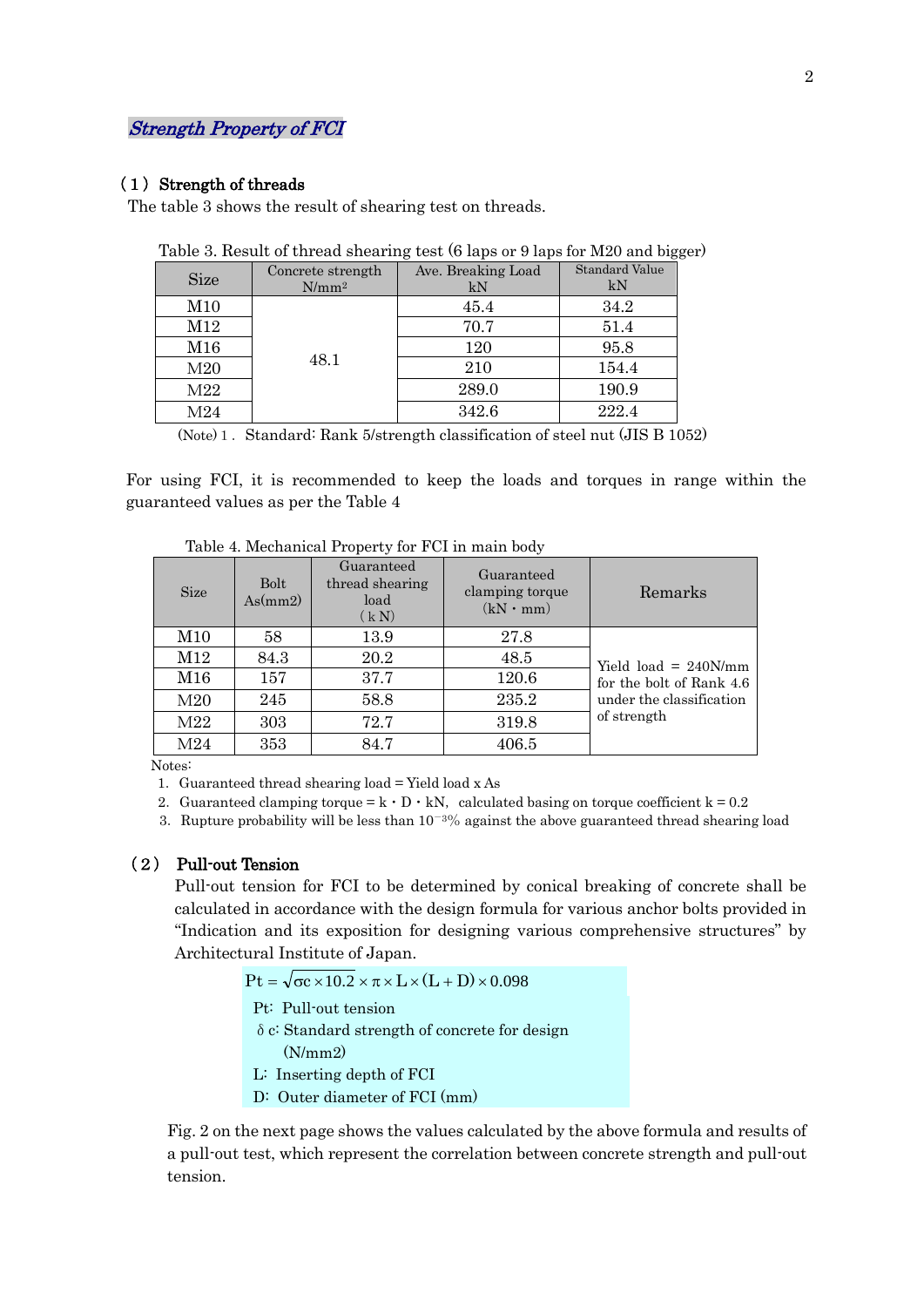## *Strength Property of FCI*

### （1）Strength of threads

The table 3 shows the result of shearing test on threads.

Table 3. Result of thread shearing test (6 laps or 9 laps for M20 and bigger)

| Size | Concrete strength N/mm² | Ave. Breaking Load kN | Standard Value kN |
|---|---|---|---|
| M10 | 48.1 | 45.4 | 34.2 |
| M12 | | 70.7 | 51.4 |
| M16 | | 120 | 95.8 |
| M20 | | 210 | 154.4 |
| M22 | | 289.0 | 190.9 |
| M24 | | 342.6 | 222.4 |

(Note) 1． Standard: Rank 5/strength classification of steel nut (JIS B 1052)

For using FCI, it is recommended to keep the loads and torques in range within the guaranteed values as per the Table 4

Table 4. Mechanical Property for FCI in main body

| Size | Bolt As(mm2) | Guaranteed thread shearing load (ｋN) | Guaranteed clamping torque (kN・mm) | Remarks |
|---|---|---|---|---|
| M10 | 58 | 13.9 | 27.8 | Yield load = 240N/mm for the bolt of Rank 4.6 under the classification of strength |
| M12 | 84.3 | 20.2 | 48.5 | |
| M16 | 157 | 37.7 | 120.6 | |
| M20 | 245 | 58.8 | 235.2 | |
| M22 | 303 | 72.7 | 319.8 | |
| M24 | 353 | 84.7 | 406.5 | |

Notes:

1. Guaranteed thread shearing load = Yield load x As
2. Guaranteed clamping torque = k・D・kN, calculated basing on torque coefficient k = 0.2
3. Rupture probability will be less than $10^{-3}$% against the above guaranteed thread shearing load

### （2） Pull-out Tension

Pull-out tension for FCI to be determined by conical breaking of concrete shall be calculated in accordance with the design formula for various anchor bolts provided in "Indication and its exposition for designing various comprehensive structures" by Architectural Institute of Japan.

$$Pt = \sqrt{\sigma c \times 10.2} \times \pi \times L \times (L + D) \times 0.098$$

Pt: Pull-out tension

δc: Standard strength of concrete for design (N/mm2)

L: Inserting depth of FCI

D: Outer diameter of FCI (mm)

Fig. 2 on the next page shows the values calculated by the above formula and results of a pull-out test, which represent the correlation between concrete strength and pull-out tension.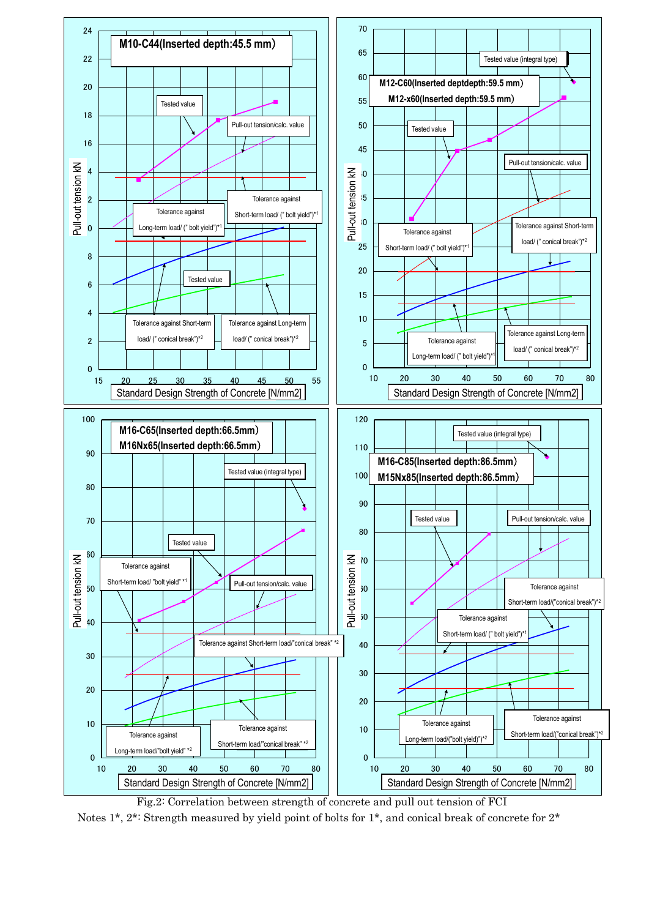Fig.2: Correlation between strength of concrete and pull out tension of FCI

Notes 1*, 2*: Strength measured by yield point of bolts for 1*, and conical break of concrete for 2*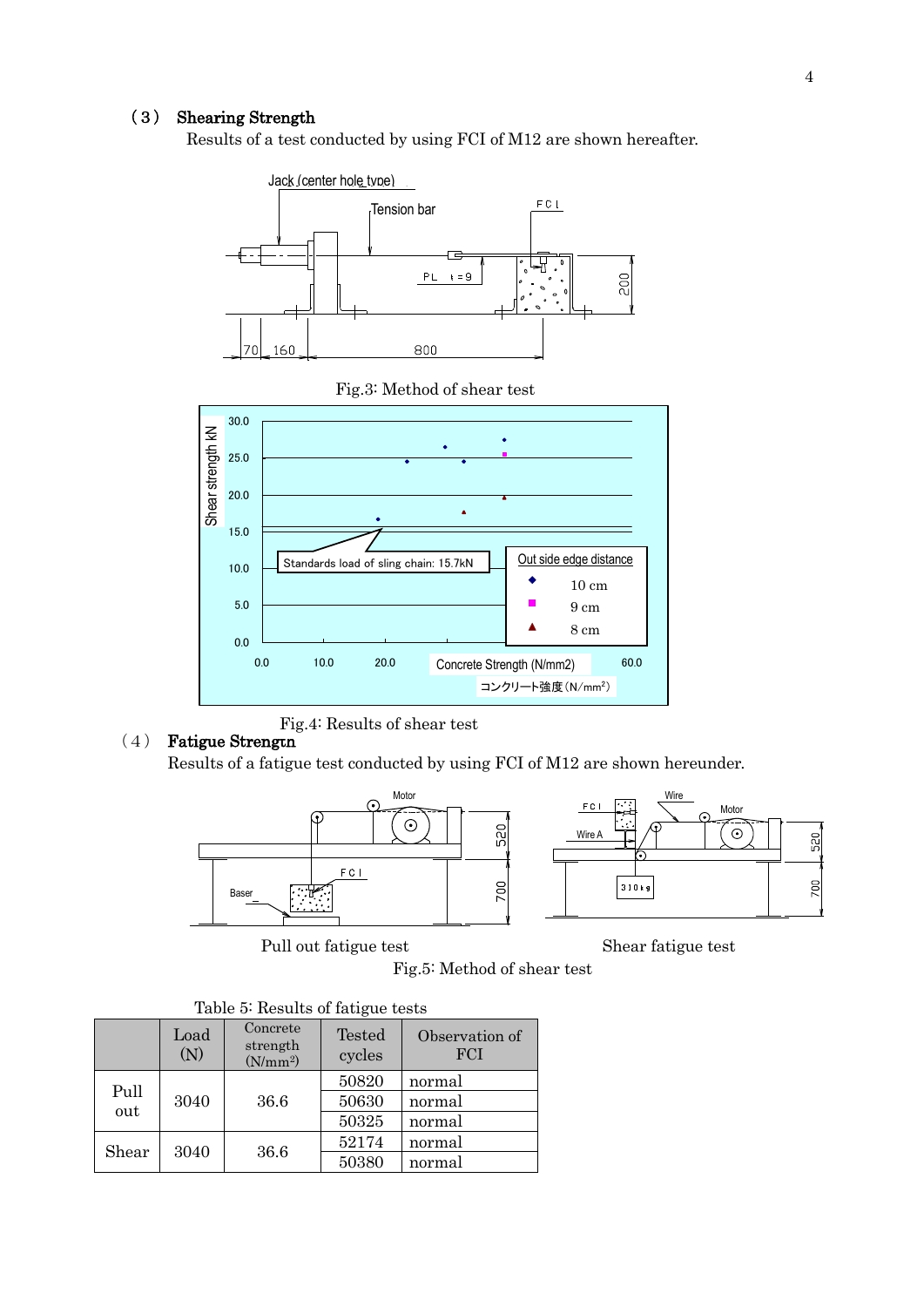## (3) Shearing Strength

Results of a test conducted by using FCI of M12 are shown hereafter.

Fig.3: Method of shear test

Fig.4: Results of shear test

## (4) Fatigue Strength

Results of a fatigue test conducted by using FCI of M12 are shown hereunder.

Pull out fatigue test

Shear fatigue test

Fig.5: Method of shear test

Table 5: Results of fatigue tests

| | Load (N) | Concrete strength ($N/mm^2$) | Tested cycles | Observation of FCI |
|---|---|---|---|---|
| Pull out | 3040 | 36.6 | 50820 | normal |
| | | | 50630 | normal |
| | | | 50325 | normal |
| Shear | 3040 | 36.6 | 52174 | normal |
| | | | 50380 | normal |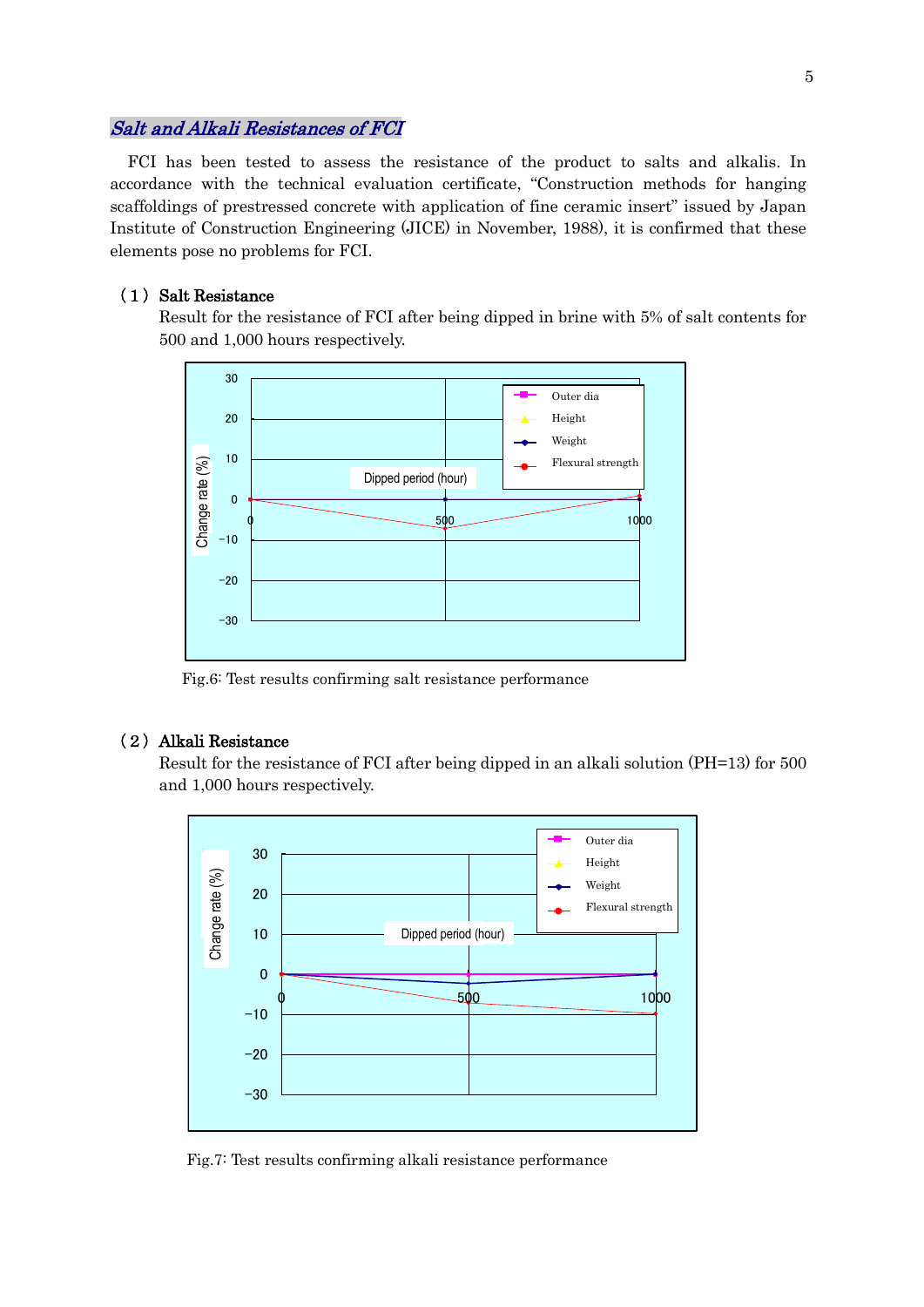## *Salt and Alkali Resistances of FCI*

FCI has been tested to assess the resistance of the product to salts and alkalis. In accordance with the technical evaluation certificate, "Construction methods for hanging scaffoldings of prestressed concrete with application of fine ceramic insert" issued by Japan Institute of Construction Engineering (JICE) in November, 1988), it is confirmed that these elements pose no problems for FCI.

### （1）Salt Resistance

Result for the resistance of FCI after being dipped in brine with 5% of salt contents for 500 and 1,000 hours respectively.

Fig.6: Test results confirming salt resistance performance

### （2）Alkali Resistance

Result for the resistance of FCI after being dipped in an alkali solution (PH=13) for 500 and 1,000 hours respectively.

Fig.7: Test results confirming alkali resistance performance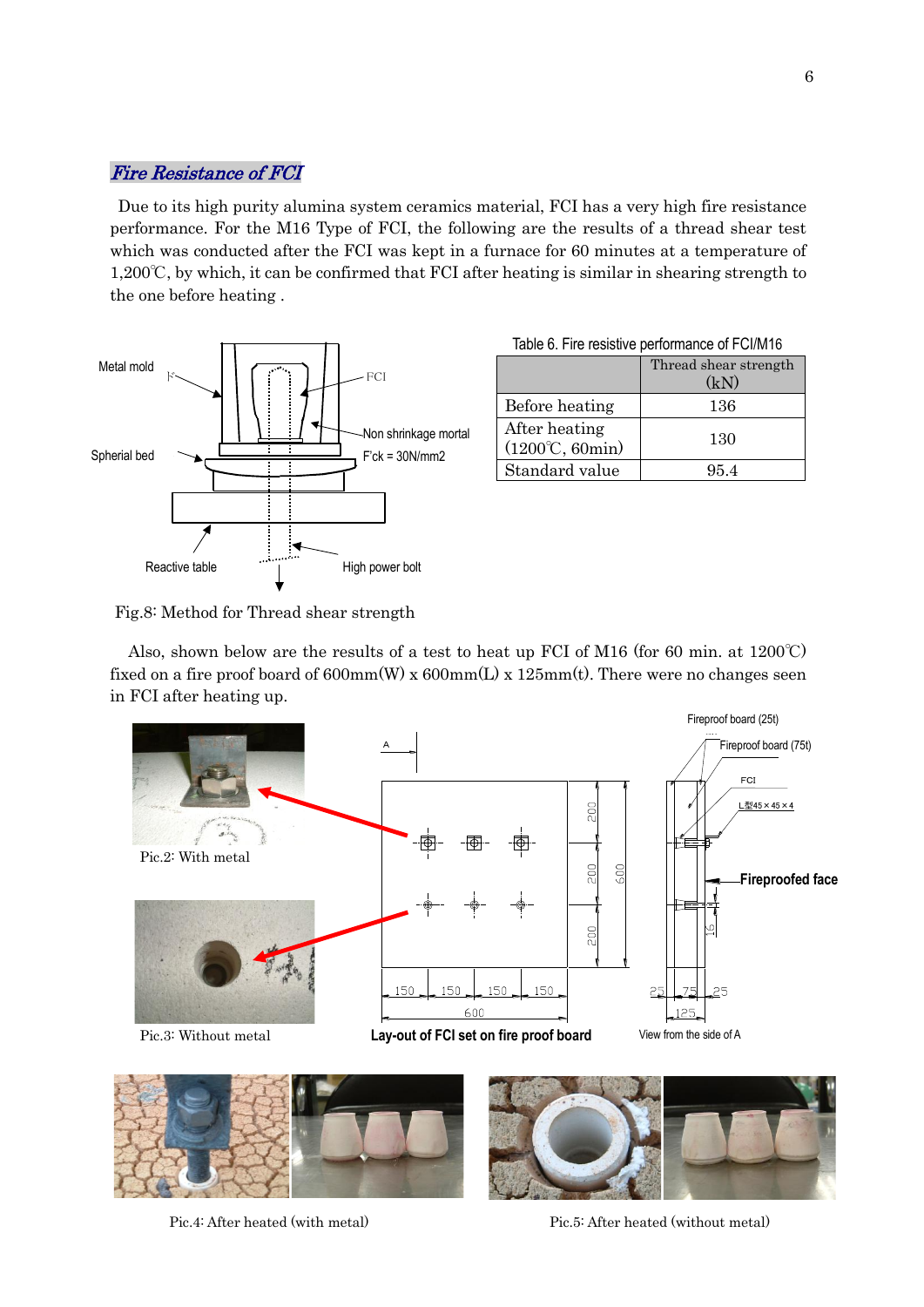## *Fire Resistance of FCI*

Due to its high purity alumina system ceramics material, FCI has a very high fire resistance performance. For the M16 Type of FCI, the following are the results of a thread shear test which was conducted after the FCI was kept in a furnace for 60 minutes at a temperature of 1,200℃, by which, it can be confirmed that FCI after heating is similar in shearing strength to the one before heating .

Table 6. Fire resistive performance of FCI/M16

| | Thread shear strength (kN) |
|---|---|
| Before heating | 136 |
| After heating (1200℃, 60min) | 130 |
| Standard value | 95.4 |

Fig.8: Method for Thread shear strength

Also, shown below are the results of a test to heat up FCI of M16 (for 60 min. at 1200℃) fixed on a fire proof board of 600mm(W) x 600mm(L) x 125mm(t). There were no changes seen in FCI after heating up.

Pic.2: With metal

Pic.3: Without metal

Lay-out of FCI set on fire proof board

View from the side of A

Pic.4: After heated (with metal)

Pic.5: After heated (without metal)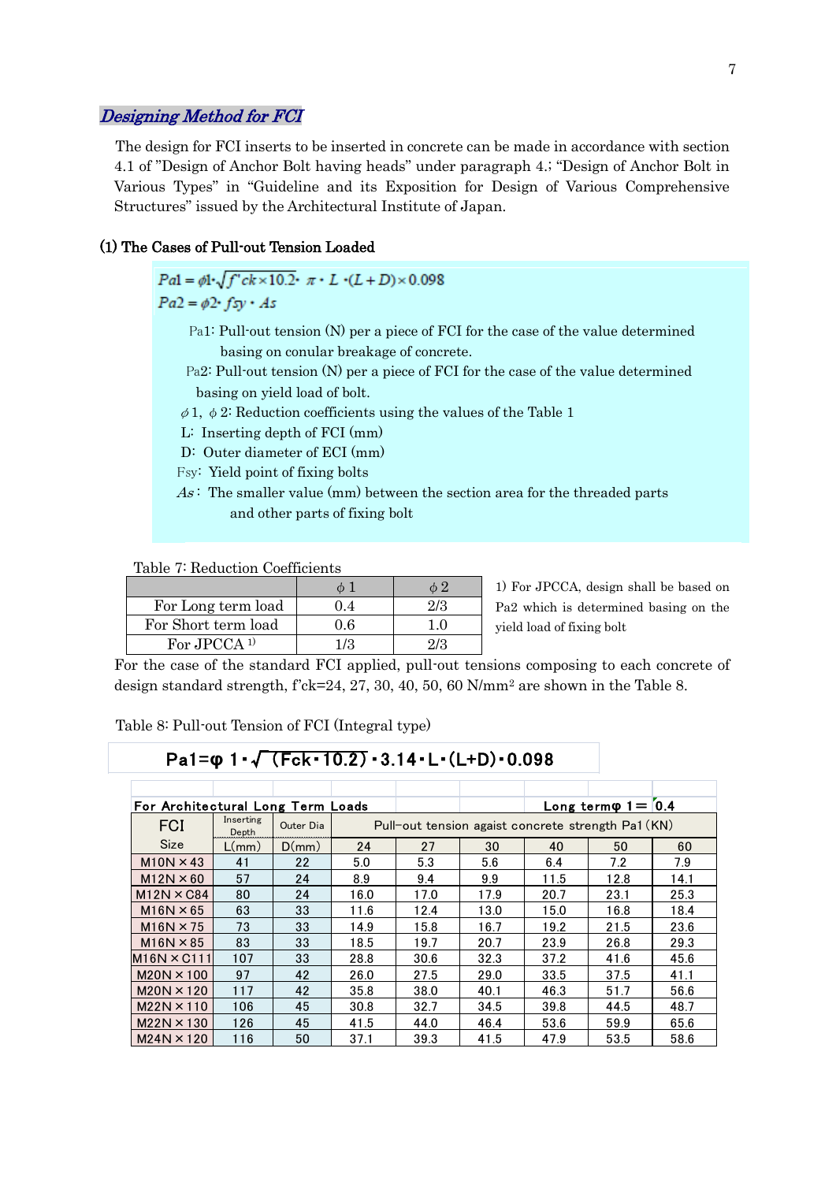## *Designing Method for FCI*

The design for FCI inserts to be inserted in concrete can be made in accordance with section 4.1 of "Design of Anchor Bolt having heads" under paragraph 4.; "Design of Anchor Bolt in Various Types" in "Guideline and its Exposition for Design of Various Comprehensive Structures" issued by the Architectural Institute of Japan.

### (1) The Cases of Pull-out Tension Loaded

$$Pa1 = \phi 1 \cdot \sqrt{f'ck \times 10.2} \cdot \pi \cdot L \cdot (L + D) \times 0.098$$

$$Pa2 = \phi 2 \cdot fsy \cdot As$$

Pa1: Pull-out tension (N) per a piece of FCI for the case of the value determined basing on conular breakage of concrete.

Pa2: Pull-out tension (N) per a piece of FCI for the case of the value determined basing on yield load of bolt.

$\phi 1$, $\phi 2$: Reduction coefficients using the values of the Table 1

L: Inserting depth of FCI (mm)

D: Outer diameter of ECI (mm)

Fsy: Yield point of fixing bolts

*As*: The smaller value (mm) between the section area for the threaded parts and other parts of fixing bolt

Table 7: Reduction Coefficients

| | $\phi 1$ | $\phi 2$ |
|---|---|---|
| For Long term load | 0.4 | 2/3 |
| For Short term load | 0.6 | 1.0 |
| For JPCCA [1)] | 1/3 | 2/3 |

1) For JPCCA, design shall be based on Pa2 which is determined basing on the yield load of fixing bolt

For the case of the standard FCI applied, pull-out tensions composing to each concrete of design standard strength, f'ck=24, 27, 30, 40, 50, 60 N/mm² are shown in the Table 8.

Table 8: Pull-out Tension of FCI (Integral type)

$$Pa1 = \varphi 1 \cdot \sqrt{(Fck \cdot 10.2)} \cdot 3.14 \cdot L \cdot (L+D) \cdot 0.098$$

**For Architectural Long Term Loads** — Long term $\varphi 1 =$ 0.4

| FCI | Inserting Depth | Outer Dia | Pull-out tension agaist concrete strength Pa1 (KN) | | | | | |
|---|---|---|---|---|---|---|---|---|
| Size | L(mm) | D(mm) | 24 | 27 | 30 | 40 | 50 | 60 |
| M10N×43 | 41 | 22 | 5.0 | 5.3 | 5.6 | 6.4 | 7.2 | 7.9 |
| M12N×60 | 57 | 24 | 8.9 | 9.4 | 9.9 | 11.5 | 12.8 | 14.1 |
| M12N×C84 | 80 | 24 | 16.0 | 17.0 | 17.9 | 20.7 | 23.1 | 25.3 |
| M16N×65 | 63 | 33 | 11.6 | 12.4 | 13.0 | 15.0 | 16.8 | 18.4 |
| M16N×75 | 73 | 33 | 14.9 | 15.8 | 16.7 | 19.2 | 21.5 | 23.6 |
| M16N×85 | 83 | 33 | 18.5 | 19.7 | 20.7 | 23.9 | 26.8 | 29.3 |
| M16N×C111 | 107 | 33 | 28.8 | 30.6 | 32.3 | 37.2 | 41.6 | 45.6 |
| M20N×100 | 97 | 42 | 26.0 | 27.5 | 29.0 | 33.5 | 37.5 | 41.1 |
| M20N×120 | 117 | 42 | 35.8 | 38.0 | 40.1 | 46.3 | 51.7 | 56.6 |
| M22N×110 | 106 | 45 | 30.8 | 32.7 | 34.5 | 39.8 | 44.5 | 48.7 |
| M22N×130 | 126 | 45 | 41.5 | 44.0 | 46.4 | 53.6 | 59.9 | 65.6 |
| M24N×120 | 116 | 50 | 37.1 | 39.3 | 41.5 | 47.9 | 53.5 | 58.6 |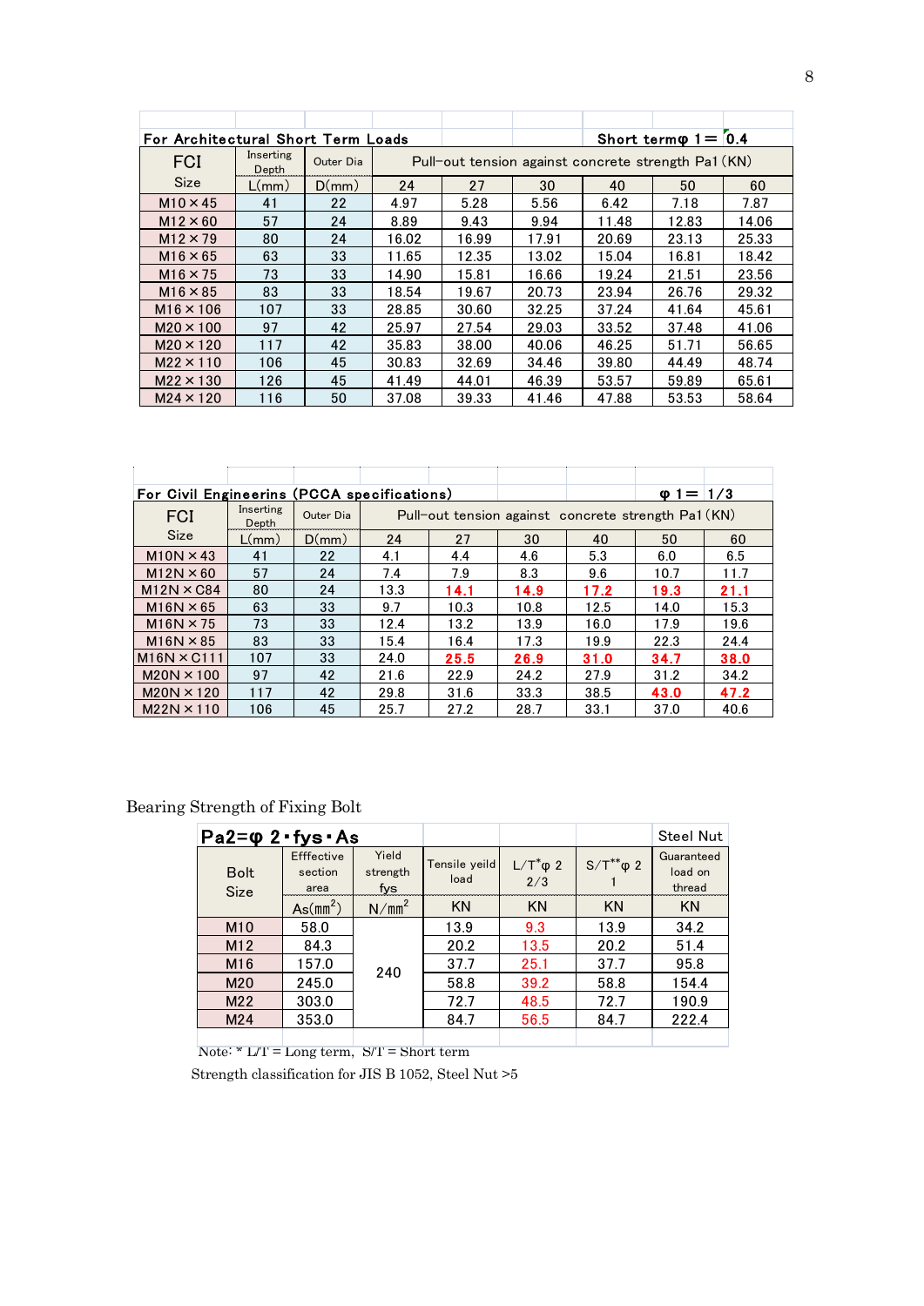| For Architectural Short Term Loads | | | | | | Short termφ 1= | 0.4 | |
|---|---|---|---|---|---|---|---|---|
| FCI Size | Inserting Depth L(mm) | Outer Dia D(mm) | Pull-out tension against concrete strength Pa1 (KN) | | | | | |
| | | | 24 | 27 | 30 | 40 | 50 | 60 |
| M10×45 | 41 | 22 | 4.97 | 5.28 | 5.56 | 6.42 | 7.18 | 7.87 |
| M12×60 | 57 | 24 | 8.89 | 9.43 | 9.94 | 11.48 | 12.83 | 14.06 |
| M12×79 | 80 | 24 | 16.02 | 16.99 | 17.91 | 20.69 | 23.13 | 25.33 |
| M16×65 | 63 | 33 | 11.65 | 12.35 | 13.02 | 15.04 | 16.81 | 18.42 |
| M16×75 | 73 | 33 | 14.90 | 15.81 | 16.66 | 19.24 | 21.51 | 23.56 |
| M16×85 | 83 | 33 | 18.54 | 19.67 | 20.73 | 23.94 | 26.76 | 29.32 |
| M16×106 | 107 | 33 | 28.85 | 30.60 | 32.25 | 37.24 | 41.64 | 45.61 |
| M20×100 | 97 | 42 | 25.97 | 27.54 | 29.03 | 33.52 | 37.48 | 41.06 |
| M20×120 | 117 | 42 | 35.83 | 38.00 | 40.06 | 46.25 | 51.71 | 56.65 |
| M22×110 | 106 | 45 | 30.83 | 32.69 | 34.46 | 39.80 | 44.49 | 48.74 |
| M22×130 | 126 | 45 | 41.49 | 44.01 | 46.39 | 53.57 | 59.89 | 65.61 |
| M24×120 | 116 | 50 | 37.08 | 39.33 | 41.46 | 47.88 | 53.53 | 58.64 |

| For Civil Engineerins (PCCA specifications) | | | | | | | φ 1= | 1/3 |
|---|---|---|---|---|---|---|---|---|
| FCI Size | Inserting Depth L(mm) | Outer Dia D(mm) | Pull-out tension against concrete strength Pa1 (KN) | | | | | |
| | | | 24 | 27 | 30 | 40 | 50 | 60 |
| M10N×43 | 41 | 22 | 4.1 | 4.4 | 4.6 | 5.3 | 6.0 | 6.5 |
| M12N×60 | 57 | 24 | 7.4 | 7.9 | 8.3 | 9.6 | 10.7 | 11.7 |
| M12N×C84 | 80 | 24 | 13.3 | **14.1** | **14.9** | **17.2** | **19.3** | **21.1** |
| M16N×65 | 63 | 33 | 9.7 | 10.3 | 10.8 | 12.5 | 14.0 | 15.3 |
| M16N×75 | 73 | 33 | 12.4 | 13.2 | 13.9 | 16.0 | 17.9 | 19.6 |
| M16N×85 | 83 | 33 | 15.4 | 16.4 | 17.3 | 19.9 | 22.3 | 24.4 |
| M16N×C111 | 107 | 33 | 24.0 | **25.5** | **26.9** | **31.0** | **34.7** | **38.0** |
| M20N×100 | 97 | 42 | 21.6 | 22.9 | 24.2 | 27.9 | 31.2 | 34.2 |
| M20N×120 | 117 | 42 | 29.8 | 31.6 | 33.3 | 38.5 | **43.0** | **47.2** |
| M22N×110 | 106 | 45 | 25.7 | 27.2 | 28.7 | 33.1 | 37.0 | 40.6 |

Bearing Strength of Fixing Bolt

| $Pa2=\varphi 2 \cdot fys \cdot As$ | | | | | | Steel Nut |
|---|---|---|---|---|---|---|
| Bolt Size | Efffective section area $As(mm^2)$ | Yield strength fys $N/mm^2$ | Tensile yeild load KN | L/T* φ 2 2/3 KN | S/T** φ 2 1 KN | Guaranteed load on thread KN |
| M10 | 58.0 | 240 | 13.9 | 9.3 | 13.9 | 34.2 |
| M12 | 84.3 | | 20.2 | 13.5 | 20.2 | 51.4 |
| M16 | 157.0 | | 37.7 | 25.1 | 37.7 | 95.8 |
| M20 | 245.0 | | 58.8 | 39.2 | 58.8 | 154.4 |
| M22 | 303.0 | | 72.7 | 48.5 | 72.7 | 190.9 |
| M24 | 353.0 | | 84.7 | 56.5 | 84.7 | 222.4 |

Note: * L/T = Long term, S/T = Short term

Strength classification for JIS B 1052, Steel Nut >5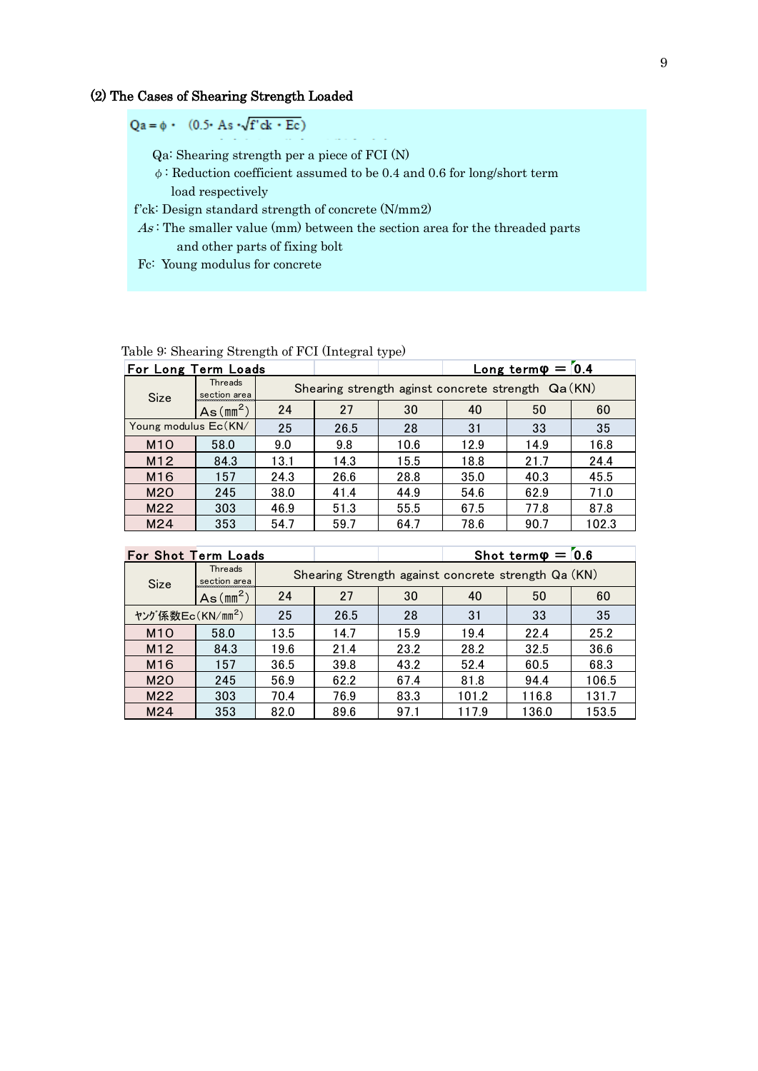### (2) The Cases of Shearing Strength Loaded

$$Qa = \phi \cdot \quad (0.5 \cdot As \cdot \sqrt{f'ck \cdot Ec})$$

Qa: Shearing strength per a piece of FCI (N)

$\phi$ : Reduction coefficient assumed to be 0.4 and 0.6 for long/short term load respectively

f'ck: Design standard strength of concrete (N/mm2)

*As* : The smaller value (mm) between the section area for the threaded parts and other parts of fixing bolt

Fc: Young modulus for concrete

Table 9: Shearing Strength of FCI (Integral type)

| For Long Term Loads | | | | | Long term$\varphi$ = 0.4 | | |
|---|---|---|---|---|---|---|---|
| Size | Threads section area | Shearing strength aginst concrete strength Qa(KN) | | | | | |
| | As($mm^2$) | 24 | 27 | 30 | 40 | 50 | 60 |
| Young modulus Ec(KN/ | | 25 | 26.5 | 28 | 31 | 33 | 35 |
| M10 | 58.0 | 9.0 | 9.8 | 10.6 | 12.9 | 14.9 | 16.8 |
| M12 | 84.3 | 13.1 | 14.3 | 15.5 | 18.8 | 21.7 | 24.4 |
| M16 | 157 | 24.3 | 26.6 | 28.8 | 35.0 | 40.3 | 45.5 |
| M20 | 245 | 38.0 | 41.4 | 44.9 | 54.6 | 62.9 | 71.0 |
| M22 | 303 | 46.9 | 51.3 | 55.5 | 67.5 | 77.8 | 87.8 |
| M24 | 353 | 54.7 | 59.7 | 64.7 | 78.6 | 90.7 | 102.3 |

| For Shot Term Loads | | | | | Shot term$\varphi$ = 0.6 | | |
|---|---|---|---|---|---|---|---|
| Size | Threads section area | Shearing Strength against concrete strength Qa (KN) | | | | | |
| | As($mm^2$) | 24 | 27 | 30 | 40 | 50 | 60 |
| ﾔﾝｸﾞ係数Ec(KN/$mm^2$) | | 25 | 26.5 | 28 | 31 | 33 | 35 |
| M10 | 58.0 | 13.5 | 14.7 | 15.9 | 19.4 | 22.4 | 25.2 |
| M12 | 84.3 | 19.6 | 21.4 | 23.2 | 28.2 | 32.5 | 36.6 |
| M16 | 157 | 36.5 | 39.8 | 43.2 | 52.4 | 60.5 | 68.3 |
| M20 | 245 | 56.9 | 62.2 | 67.4 | 81.8 | 94.4 | 106.5 |
| M22 | 303 | 70.4 | 76.9 | 83.3 | 101.2 | 116.8 | 131.7 |
| M24 | 353 | 82.0 | 89.6 | 97.1 | 117.9 | 136.0 | 153.5 |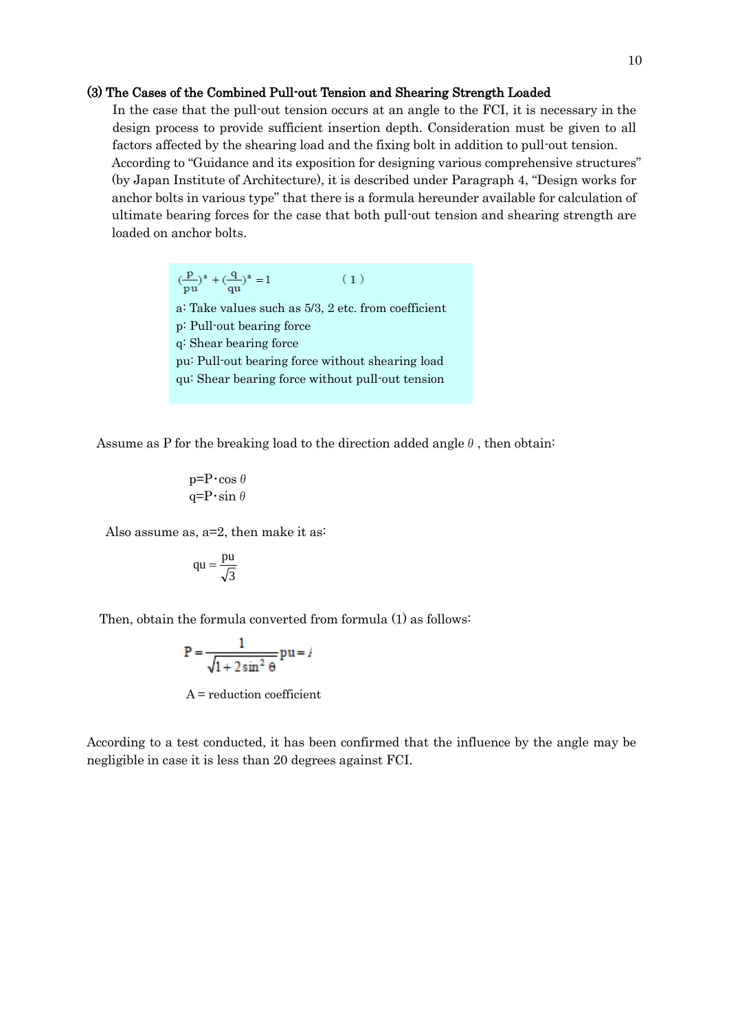### (3) The Cases of the Combined Pull-out Tension and Shearing Strength Loaded

In the case that the pull-out tension occurs at an angle to the FCI, it is necessary in the design process to provide sufficient insertion depth. Consideration must be given to all factors affected by the shearing load and the fixing bolt in addition to pull-out tension. According to "Guidance and its exposition for designing various comprehensive structures" (by Japan Institute of Architecture), it is described under Paragraph 4, "Design works for anchor bolts in various type" that there is a formula hereunder available for calculation of ultimate bearing forces for the case that both pull-out tension and shearing strength are loaded on anchor bolts.

$$\left(\frac{p}{pu}\right)^a + \left(\frac{q}{qu}\right)^a = 1 \qquad (1)$$

a: Take values such as 5/3, 2 etc. from coefficient
p: Pull-out bearing force
q: Shear bearing force
pu: Pull-out bearing force without shearing load
qu: Shear bearing force without pull-out tension

Assume as P for the breaking load to the direction added angle $\theta$, then obtain:

$$p = P \cdot \cos\theta$$
$$q = P \cdot \sin\theta$$

Also assume as, a=2, then make it as:

$$qu = \frac{pu}{\sqrt{3}}$$

Then, obtain the formula converted from formula (1) as follows:

$$P = \frac{1}{\sqrt{1 + 2\sin^2\theta}} pu = A$$

A = reduction coefficient

According to a test conducted, it has been confirmed that the influence by the angle may be negligible in case it is less than 20 degrees against FCI.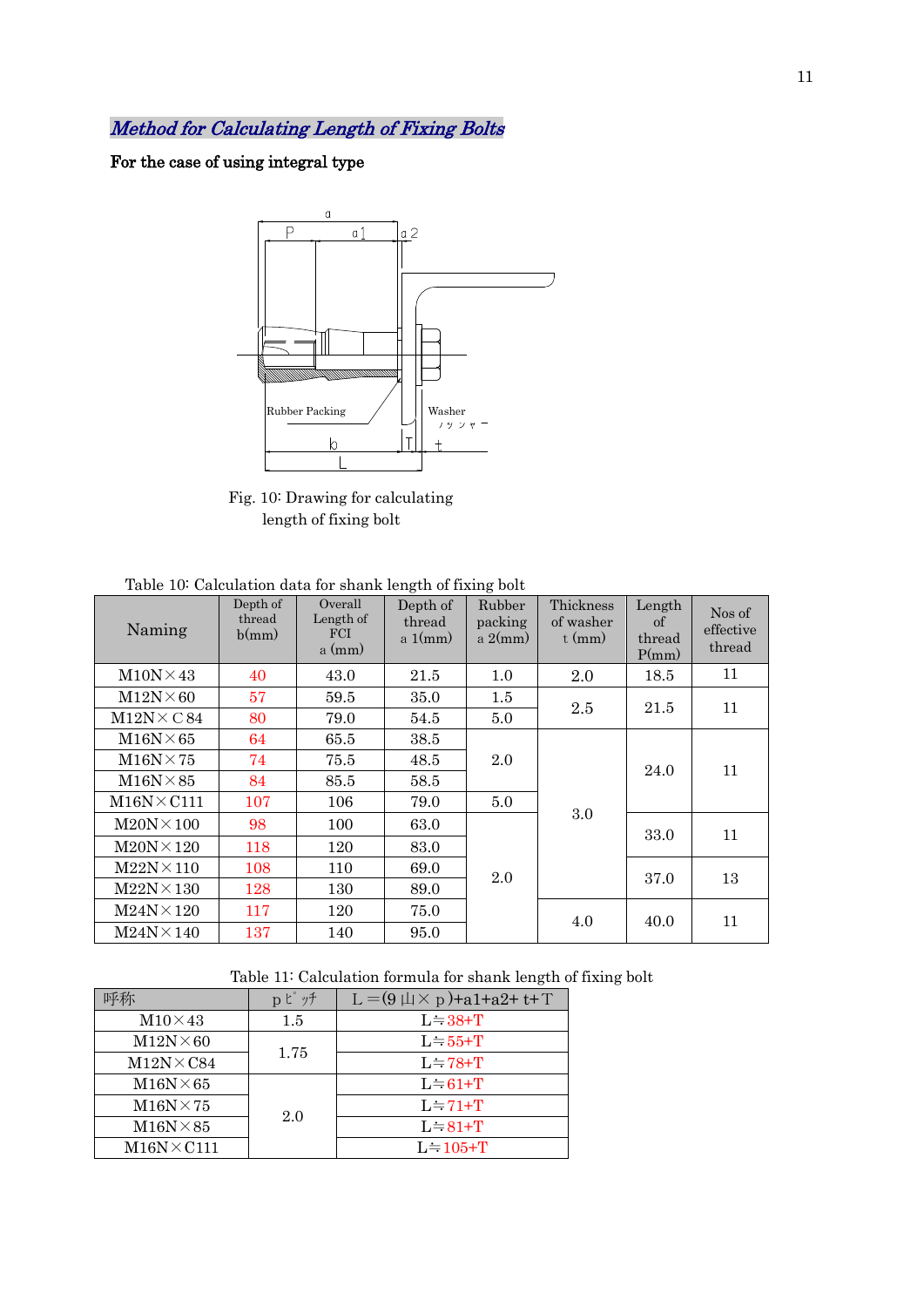## *Method for Calculating Length of Fixing Bolts*

**For the case of using integral type**

Fig. 10: Drawing for calculating length of fixing bolt

Table 10: Calculation data for shank length of fixing bolt

| Naming | Depth of thread b(mm) | Overall Length of FCI a (mm) | Depth of thread a 1(mm) | Rubber packing a 2(mm) | Thickness of washer t (mm) | Length of thread P(mm) | Nos of effective thread |
|---|---|---|---|---|---|---|---|
| M10N×43 | 40 | 43.0 | 21.5 | 1.0 | 2.0 | 18.5 | 11 |
| M12N×60 | 57 | 59.5 | 35.0 | 1.5 | 2.5 | 21.5 | 11 |
| M12N×C84 | 80 | 79.0 | 54.5 | 5.0 | 2.5 | 21.5 | 11 |
| M16N×65 | 64 | 65.5 | 38.5 | 2.0 | 3.0 | 24.0 | 11 |
| M16N×75 | 74 | 75.5 | 48.5 | 2.0 | 3.0 | 24.0 | 11 |
| M16N×85 | 84 | 85.5 | 58.5 | 2.0 | 3.0 | 24.0 | 11 |
| M16N×C111 | 107 | 106 | 79.0 | 5.0 | 3.0 | 24.0 | 11 |
| M20N×100 | 98 | 100 | 63.0 | 2.0 | 3.0 | 33.0 | 11 |
| M20N×120 | 118 | 120 | 83.0 | 2.0 | 3.0 | 33.0 | 11 |
| M22N×110 | 108 | 110 | 69.0 | 2.0 | 3.0 | 37.0 | 13 |
| M22N×130 | 128 | 130 | 89.0 | 2.0 | 3.0 | 37.0 | 13 |
| M24N×120 | 117 | 120 | 75.0 | 2.0 | 4.0 | 40.0 | 11 |
| M24N×140 | 137 | 140 | 95.0 | 2.0 | 4.0 | 40.0 | 11 |

Table 11: Calculation formula for shank length of fixing bolt

| 呼称 | pピッチ | L＝(9山×ｐ)+a1+a2+ t+T |
|---|---|---|
| M10×43 | 1.5 | L≒38+T |
| M12N×60 | 1.75 | L≒55+T |
| M12N×C84 | 1.75 | L≒78+T |
| M16N×65 | 2.0 | L≒61+T |
| M16N×75 | 2.0 | L≒71+T |
| M16N×85 | 2.0 | L≒81+T |
| M16N×C111 | 2.0 | L≒105+T |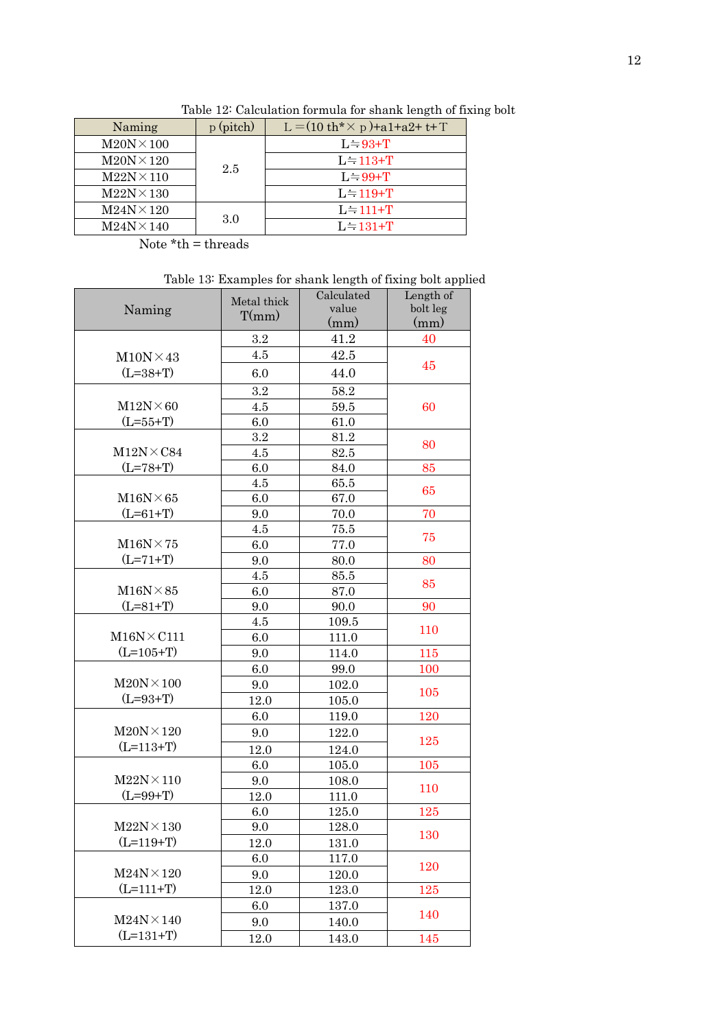Table 12: Calculation formula for shank length of fixing bolt

| Naming | p (pitch) | L =(10 th*× p )+a1+a2+ t+ T |
|---|---|---|
| M20N×100 | 2.5 | L≒93+T |
| M20N×120 | | L≒113+T |
| M22N×110 | | L≒99+T |
| M22N×130 | | L≒119+T |
| M24N×120 | 3.0 | L≒111+T |
| M24N×140 | | L≒131+T |

Note *th = threads

Table 13: Examples for shank length of fixing bolt applied

| Naming | Metal thick T(mm) | Calculated value (mm) | Length of bolt leg (mm) |
|---|---|---|---|
| M10N×43 (L=38+T) | 3.2 | 41.2 | 40 |
| | 4.5 | 42.5 | 45 |
| | 6.0 | 44.0 | |
| M12N×60 (L=55+T) | 3.2 | 58.2 | 60 |
| | 4.5 | 59.5 | |
| | 6.0 | 61.0 | |
| M12N×C84 (L=78+T) | 3.2 | 81.2 | 80 |
| | 4.5 | 82.5 | |
| | 6.0 | 84.0 | 85 |
| M16N×65 (L=61+T) | 4.5 | 65.5 | 65 |
| | 6.0 | 67.0 | |
| | 9.0 | 70.0 | 70 |
| M16N×75 (L=71+T) | 4.5 | 75.5 | 75 |
| | 6.0 | 77.0 | |
| | 9.0 | 80.0 | 80 |
| M16N×85 (L=81+T) | 4.5 | 85.5 | 85 |
| | 6.0 | 87.0 | |
| | 9.0 | 90.0 | 90 |
| M16N×C111 (L=105+T) | 4.5 | 109.5 | 110 |
| | 6.0 | 111.0 | |
| | 9.0 | 114.0 | 115 |
| M20N×100 (L=93+T) | 6.0 | 99.0 | 100 |
| | 9.0 | 102.0 | 105 |
| | 12.0 | 105.0 | |
| M20N×120 (L=113+T) | 6.0 | 119.0 | 120 |
| | 9.0 | 122.0 | 125 |
| | 12.0 | 124.0 | |
| M22N×110 (L=99+T) | 6.0 | 105.0 | 105 |
| | 9.0 | 108.0 | 110 |
| | 12.0 | 111.0 | |
| M22N×130 (L=119+T) | 6.0 | 125.0 | 125 |
| | 9.0 | 128.0 | 130 |
| | 12.0 | 131.0 | |
| M24N×120 (L=111+T) | 6.0 | 117.0 | 120 |
| | 9.0 | 120.0 | |
| | 12.0 | 123.0 | 125 |
| M24N×140 (L=131+T) | 6.0 | 137.0 | 140 |
| | 9.0 | 140.0 | |
| | 12.0 | 143.0 | 145 |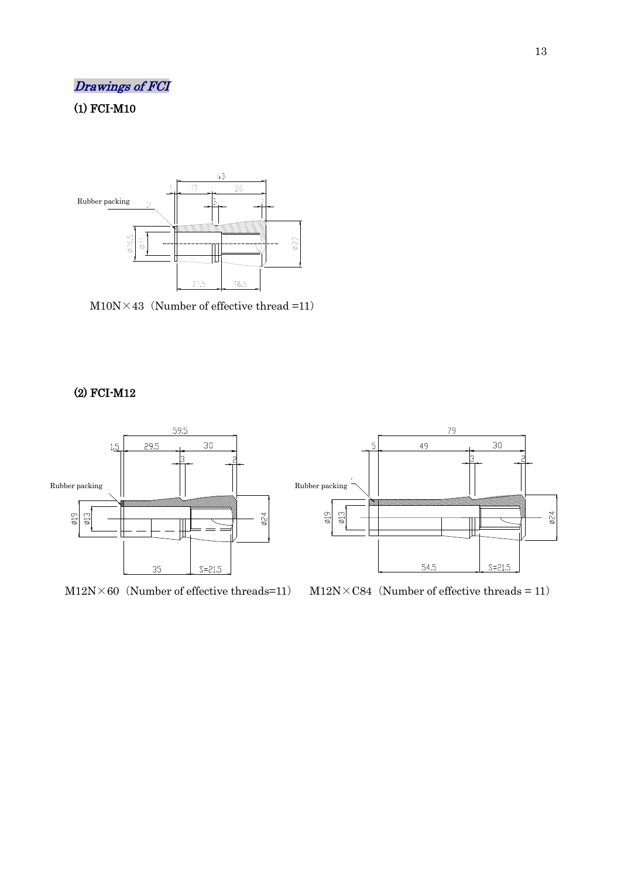## *Drawings of FCI*

### (1) FCI-M10

M10N×43（Number of effective thread =11）

### (2) FCI-M12

M12N×60（Number of effective threads=11）　M12N×C84（Number of effective threads = 11）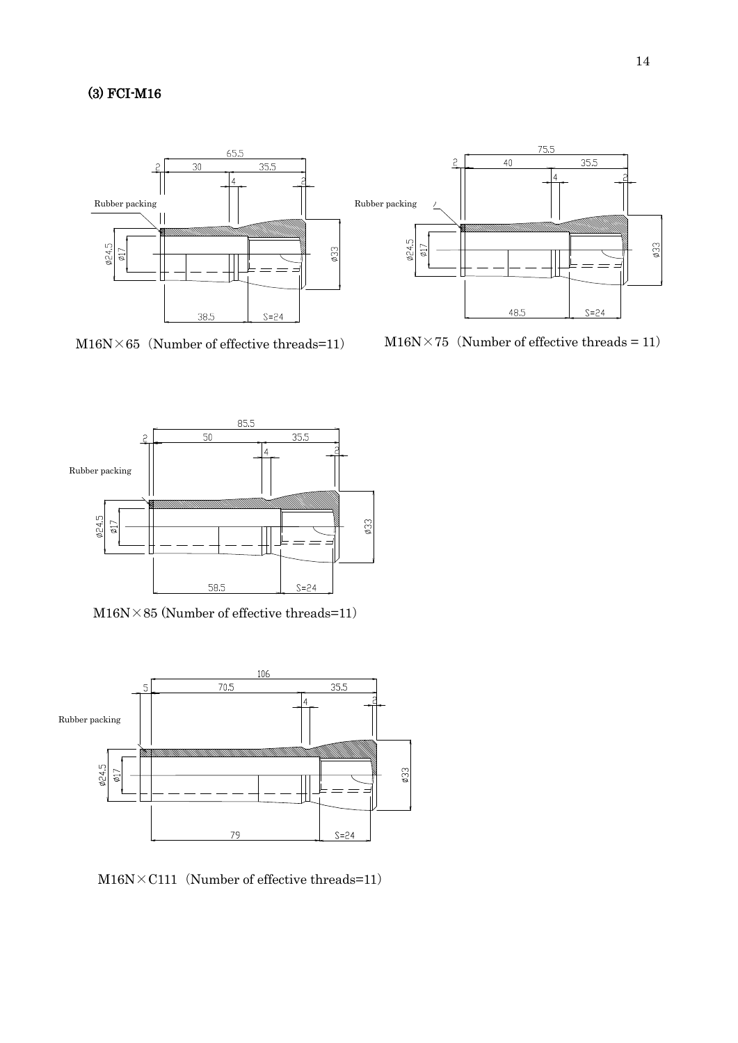### (3) FCI-M16

M16N×65（Number of effective threads=11）

M16N×75（Number of effective threads = 11）

M16N×85 (Number of effective threads=11)

M16N×C111（Number of effective threads=11）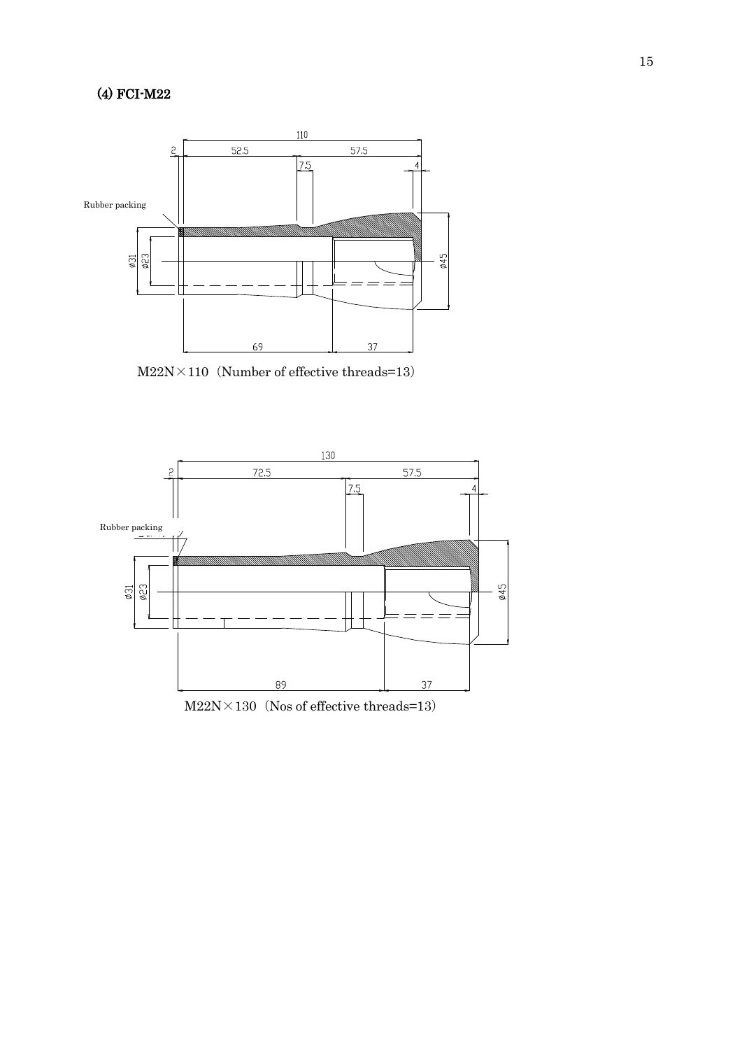### (4) FCI-M22

M22N×110（Number of effective threads=13）

M22N×130（Nos of effective threads=13）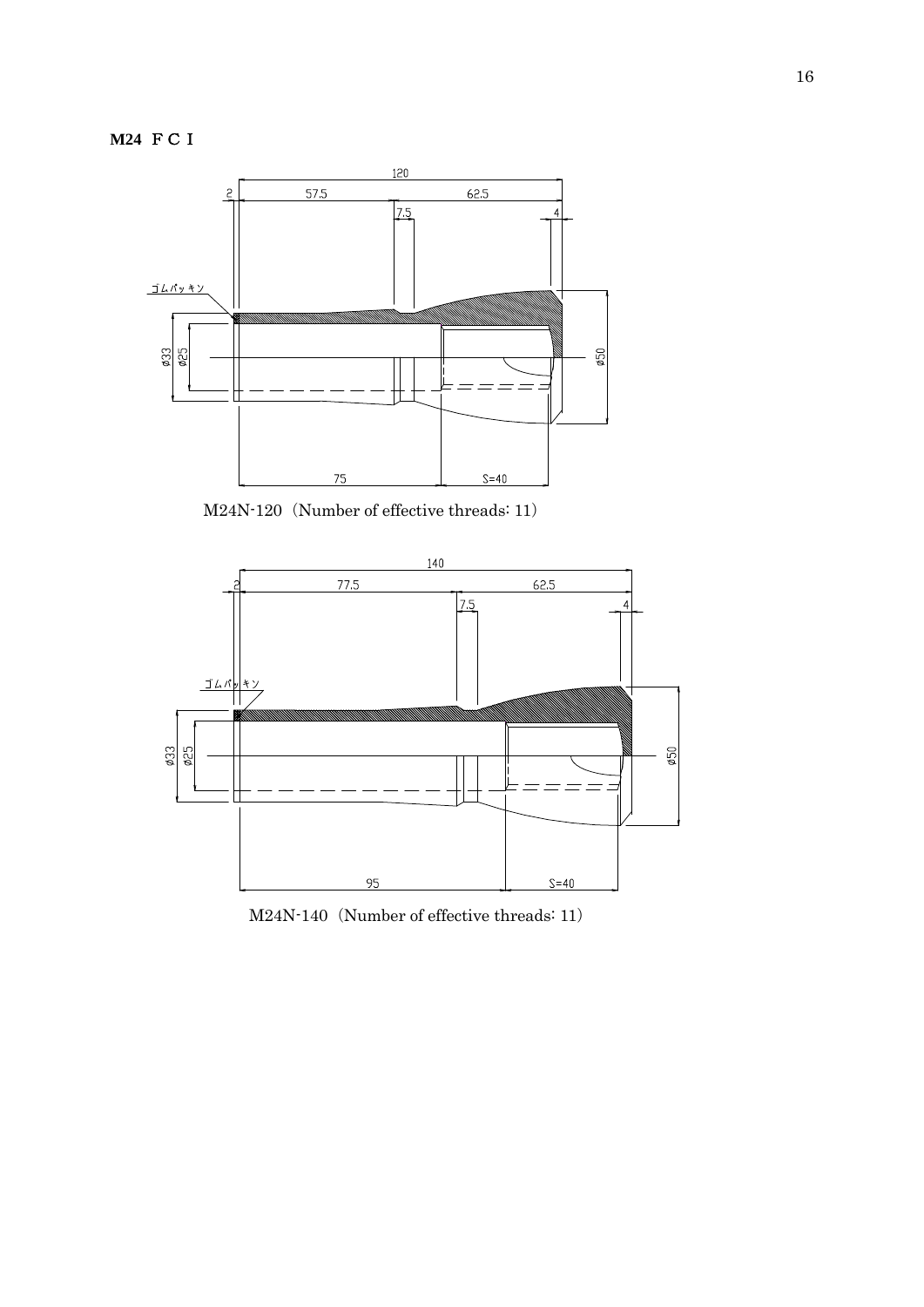**M24 ＦＣＩ**

120

2

57.5

62.5

7.5

4

ゴムパッキン

ø33

ø25

ø50

75

S=40

M24N-120（Number of effective threads: 11）

140

2

77.5

62.5

7.5

4

ゴムパッキン

ø33

ø25

ø50

95

S=40

M24N-140（Number of effective threads: 11）